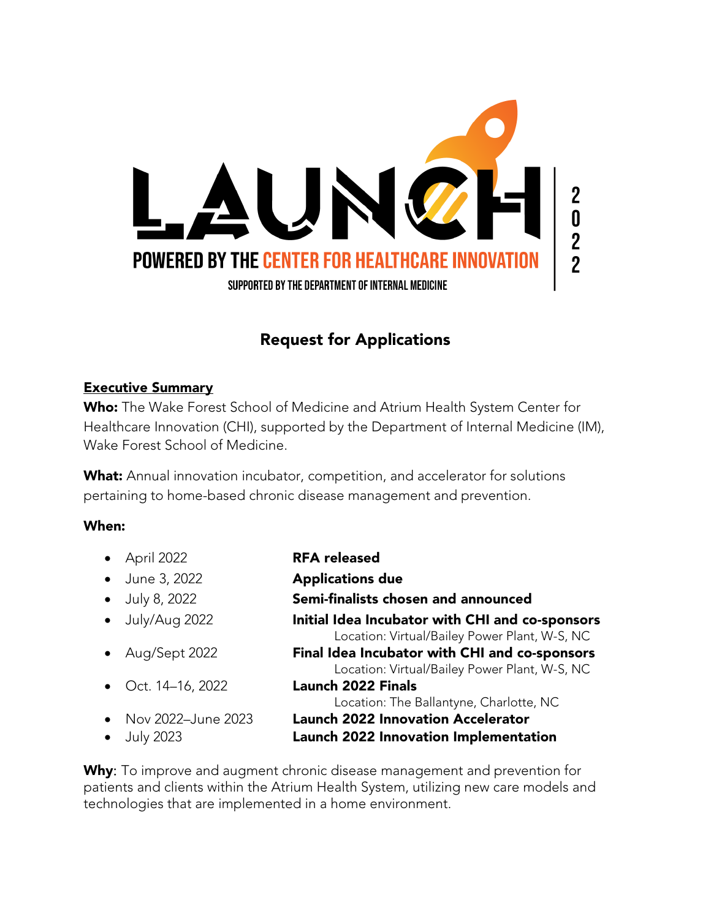# LAUNCH 2022

**POWERED BY THE CENTER FOR HEALTHCARE INNOVATION**

SUPPORTED BY THE DEPARTMENT OF INTERNAL MEDICINE

## Request for Applications

**Executive Summary**

**Who:** The Wake Forest School of Medicine and Atrium Health System Center for Healthcare Innovation (CHI), supported by the Department of Internal Medicine (IM), Wake Forest School of Medicine.

**What:** Annual innovation incubator, competition, and accelerator for solutions pertaining to home-based chronic disease management and prevention.

**When:**

- April 2022 — **RFA released**
- June 3, 2022 — **Applications due**
- July 8, 2022 — **Semi-finalists chosen and announced**
- July/Aug 2022 — **Initial Idea Incubator with CHI and co-sponsors**
  Location: Virtual/Bailey Power Plant, W-S, NC
- Aug/Sept 2022 — **Final Idea Incubator with CHI and co-sponsors**
  Location: Virtual/Bailey Power Plant, W-S, NC
- Oct. 14–16, 2022 — **Launch 2022 Finals**
  Location: The Ballantyne, Charlotte, NC
- Nov 2022–June 2023 — **Launch 2022 Innovation Accelerator**
- July 2023 — **Launch 2022 Innovation Implementation**

**Why**: To improve and augment chronic disease management and prevention for patients and clients within the Atrium Health System, utilizing new care models and technologies that are implemented in a home environment.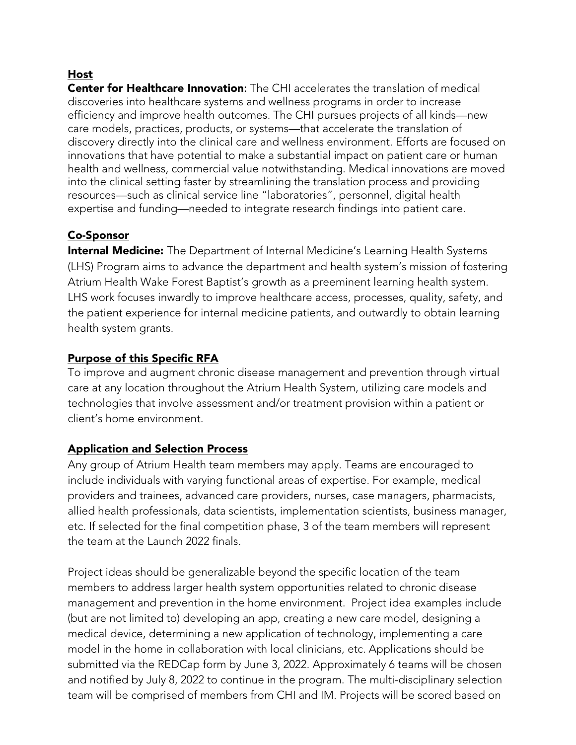## Host

**Center for Healthcare Innovation:** The CHI accelerates the translation of medical discoveries into healthcare systems and wellness programs in order to increase efficiency and improve health outcomes. The CHI pursues projects of all kinds—new care models, practices, products, or systems—that accelerate the translation of discovery directly into the clinical care and wellness environment. Efforts are focused on innovations that have potential to make a substantial impact on patient care or human health and wellness, commercial value notwithstanding. Medical innovations are moved into the clinical setting faster by streamlining the translation process and providing resources—such as clinical service line "laboratories", personnel, digital health expertise and funding—needed to integrate research findings into patient care.

## Co-Sponsor

**Internal Medicine:** The Department of Internal Medicine's Learning Health Systems (LHS) Program aims to advance the department and health system's mission of fostering Atrium Health Wake Forest Baptist's growth as a preeminent learning health system. LHS work focuses inwardly to improve healthcare access, processes, quality, safety, and the patient experience for internal medicine patients, and outwardly to obtain learning health system grants.

## Purpose of this Specific RFA

To improve and augment chronic disease management and prevention through virtual care at any location throughout the Atrium Health System, utilizing care models and technologies that involve assessment and/or treatment provision within a patient or client's home environment.

## Application and Selection Process

Any group of Atrium Health team members may apply. Teams are encouraged to include individuals with varying functional areas of expertise. For example, medical providers and trainees, advanced care providers, nurses, case managers, pharmacists, allied health professionals, data scientists, implementation scientists, business manager, etc. If selected for the final competition phase, 3 of the team members will represent the team at the Launch 2022 finals.

Project ideas should be generalizable beyond the specific location of the team members to address larger health system opportunities related to chronic disease management and prevention in the home environment. Project idea examples include (but are not limited to) developing an app, creating a new care model, designing a medical device, determining a new application of technology, implementing a care model in the home in collaboration with local clinicians, etc. Applications should be submitted via the REDCap form by June 3, 2022. Approximately 6 teams will be chosen and notified by July 8, 2022 to continue in the program. The multi-disciplinary selection team will be comprised of members from CHI and IM. Projects will be scored based on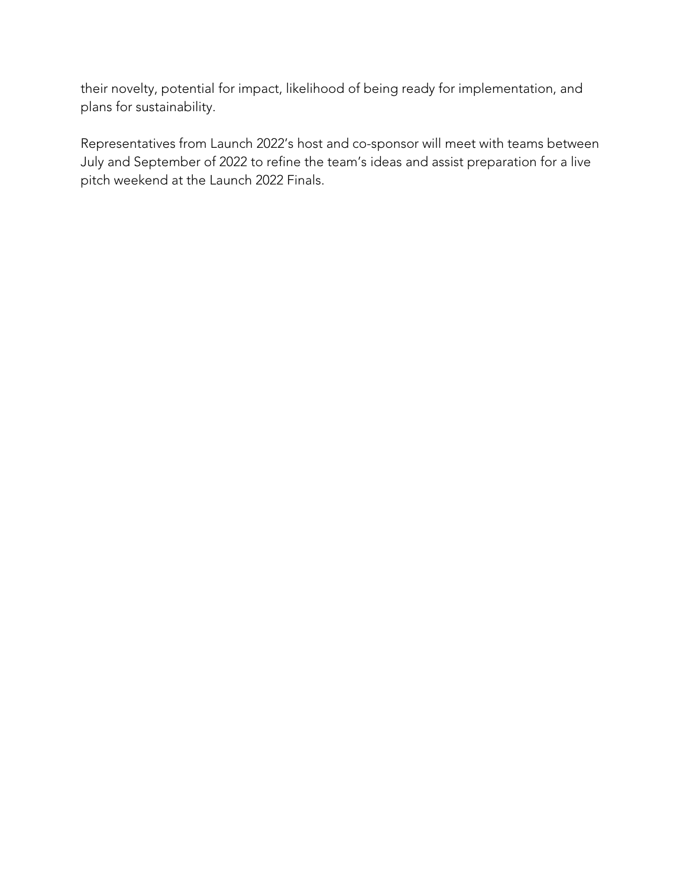their novelty, potential for impact, likelihood of being ready for implementation, and plans for sustainability.

Representatives from Launch 2022's host and co-sponsor will meet with teams between July and September of 2022 to refine the team's ideas and assist preparation for a live pitch weekend at the Launch 2022 Finals.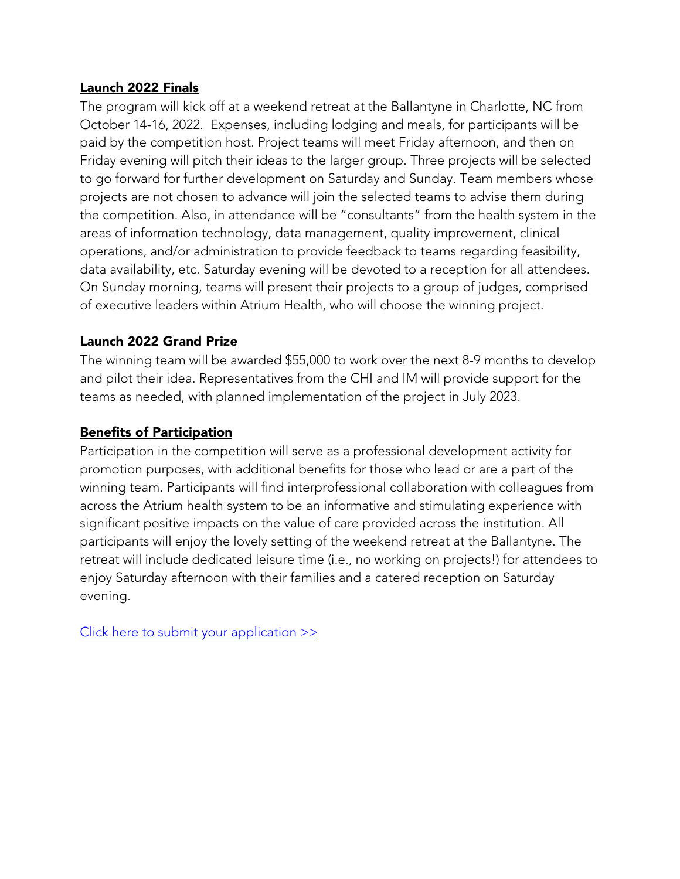## Launch 2022 Finals

The program will kick off at a weekend retreat at the Ballantyne in Charlotte, NC from October 14-16, 2022. Expenses, including lodging and meals, for participants will be paid by the competition host. Project teams will meet Friday afternoon, and then on Friday evening will pitch their ideas to the larger group. Three projects will be selected to go forward for further development on Saturday and Sunday. Team members whose projects are not chosen to advance will join the selected teams to advise them during the competition. Also, in attendance will be "consultants" from the health system in the areas of information technology, data management, quality improvement, clinical operations, and/or administration to provide feedback to teams regarding feasibility, data availability, etc. Saturday evening will be devoted to a reception for all attendees. On Sunday morning, teams will present their projects to a group of judges, comprised of executive leaders within Atrium Health, who will choose the winning project.

## Launch 2022 Grand Prize

The winning team will be awarded $55,000 to work over the next 8-9 months to develop and pilot their idea. Representatives from the CHI and IM will provide support for the teams as needed, with planned implementation of the project in July 2023.

## Benefits of Participation

Participation in the competition will serve as a professional development activity for promotion purposes, with additional benefits for those who lead or are a part of the winning team. Participants will find interprofessional collaboration with colleagues from across the Atrium health system to be an informative and stimulating experience with significant positive impacts on the value of care provided across the institution. All participants will enjoy the lovely setting of the weekend retreat at the Ballantyne. The retreat will include dedicated leisure time (i.e., no working on projects!) for attendees to enjoy Saturday afternoon with their families and a catered reception on Saturday evening.

Click here to submit your application >>